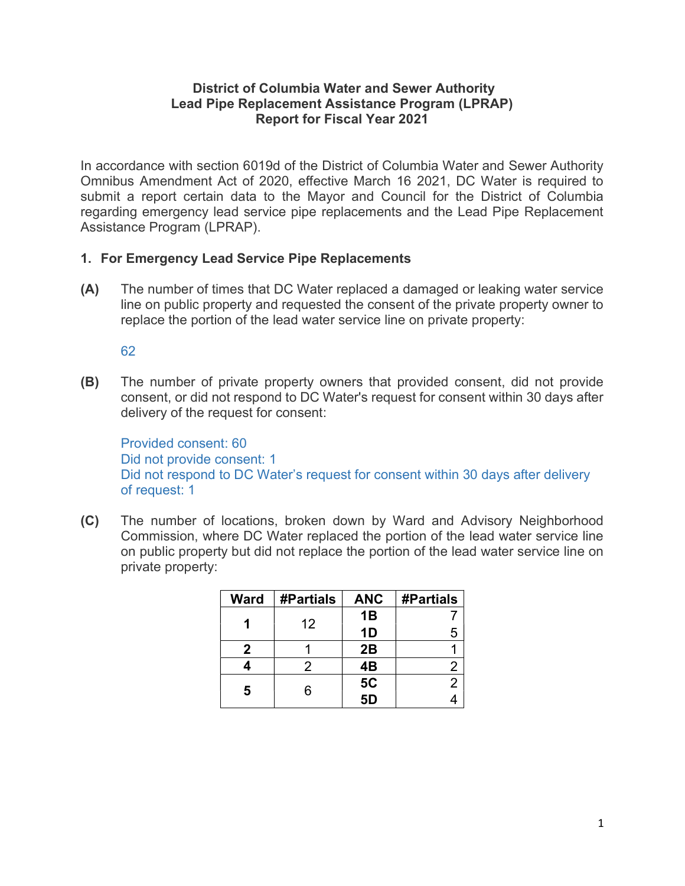**District of Columbia Water and Sewer Authority**
**Lead Pipe Replacement Assistance Program (LPRAP)**
**Report for Fiscal Year 2021**

In accordance with section 6019d of the District of Columbia Water and Sewer Authority Omnibus Amendment Act of 2020, effective March 16 2021, DC Water is required to submit a report certain data to the Mayor and Council for the District of Columbia regarding emergency lead service pipe replacements and the Lead Pipe Replacement Assistance Program (LPRAP).

## 1. For Emergency Lead Service Pipe Replacements

**(A)** The number of times that DC Water replaced a damaged or leaking water service line on public property and requested the consent of the private property owner to replace the portion of the lead water service line on private property:

62

**(B)** The number of private property owners that provided consent, did not provide consent, or did not respond to DC Water's request for consent within 30 days after delivery of the request for consent:

Provided consent: 60
Did not provide consent: 1
Did not respond to DC Water's request for consent within 30 days after delivery of request: 1

**(C)** The number of locations, broken down by Ward and Advisory Neighborhood Commission, where DC Water replaced the portion of the lead water service line on public property but did not replace the portion of the lead water service line on private property:

| Ward | #Partials | ANC | #Partials |
|---|---|---|---|
| 1 | 12 | 1B | 7 |
| | | 1D | 5 |
| 2 | 1 | 2B | 1 |
| 4 | 2 | 4B | 2 |
| 5 | 6 | 5C | 2 |
| | | 5D | 4 |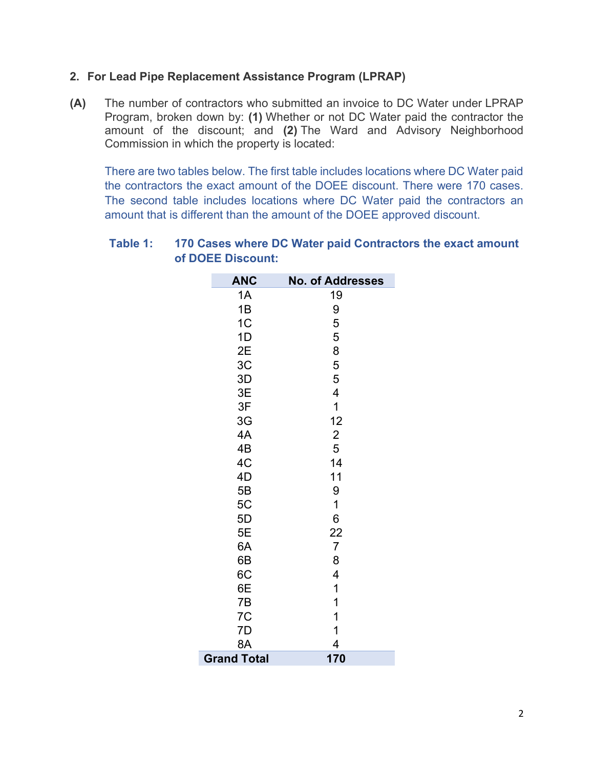## 2. For Lead Pipe Replacement Assistance Program (LPRAP)

**(A)** The number of contractors who submitted an invoice to DC Water under LPRAP Program, broken down by: **(1)** Whether or not DC Water paid the contractor the amount of the discount; and **(2)** The Ward and Advisory Neighborhood Commission in which the property is located:

There are two tables below. The first table includes locations where DC Water paid the contractors the exact amount of the DOEE discount. There were 170 cases. The second table includes locations where DC Water paid the contractors an amount that is different than the amount of the DOEE approved discount.

**Table 1: 170 Cases where DC Water paid Contractors the exact amount of DOEE Discount:**

| ANC | No. of Addresses |
|---|---|
| 1A | 19 |
| 1B | 9 |
| 1C | 5 |
| 1D | 5 |
| 2E | 8 |
| 3C | 5 |
| 3D | 5 |
| 3E | 4 |
| 3F | 1 |
| 3G | 12 |
| 4A | 2 |
| 4B | 5 |
| 4C | 14 |
| 4D | 11 |
| 5B | 9 |
| 5C | 1 |
| 5D | 6 |
| 5E | 22 |
| 6A | 7 |
| 6B | 8 |
| 6C | 4 |
| 6E | 1 |
| 7B | 1 |
| 7C | 1 |
| 7D | 1 |
| 8A | 4 |
| **Grand Total** | **170** |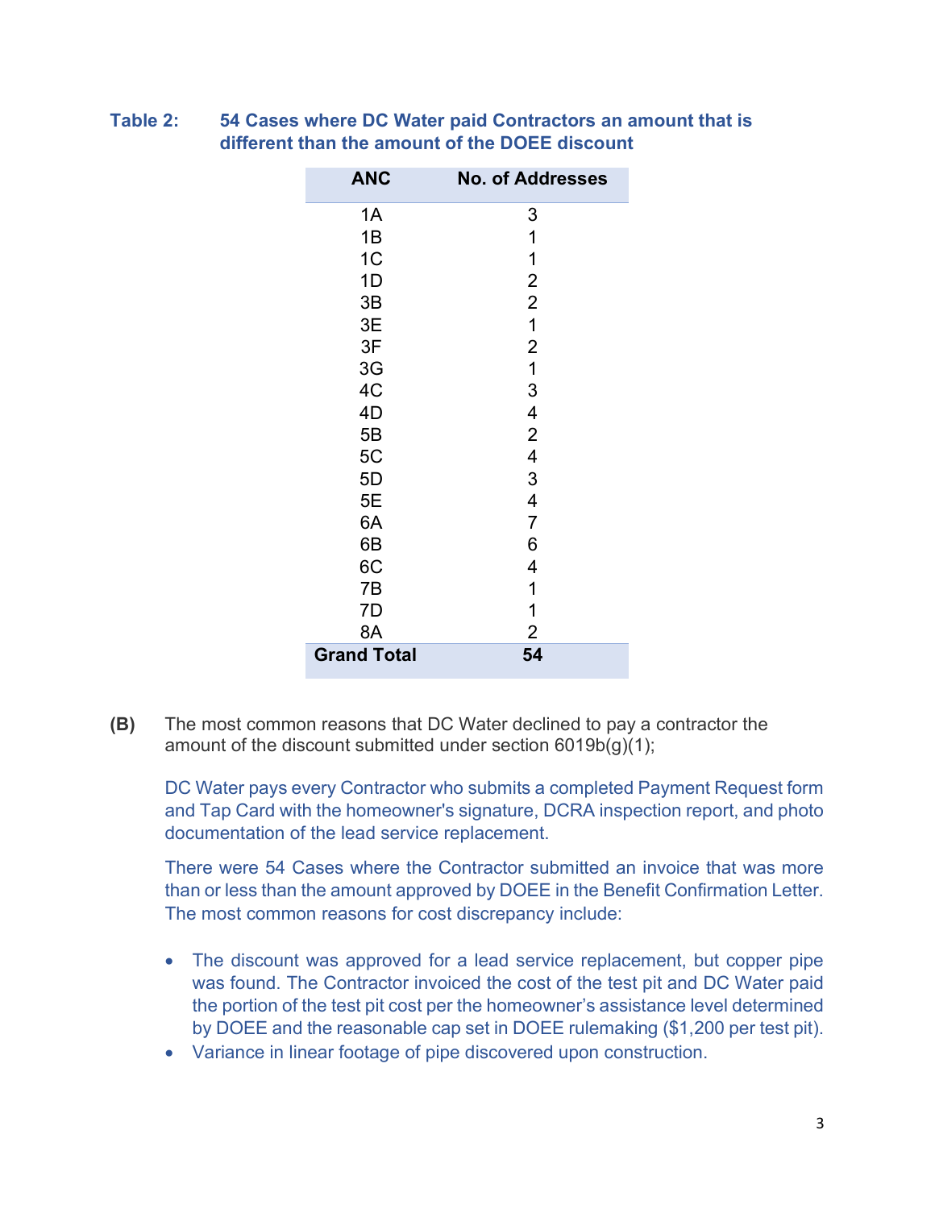**Table 2: 54 Cases where DC Water paid Contractors an amount that is different than the amount of the DOEE discount**

| ANC | No. of Addresses |
|---|---|
| 1A | 3 |
| 1B | 1 |
| 1C | 1 |
| 1D | 2 |
| 3B | 2 |
| 3E | 1 |
| 3F | 2 |
| 3G | 1 |
| 4C | 3 |
| 4D | 4 |
| 5B | 2 |
| 5C | 4 |
| 5D | 3 |
| 5E | 4 |
| 6A | 7 |
| 6B | 6 |
| 6C | 4 |
| 7B | 1 |
| 7D | 1 |
| 8A | 2 |
| **Grand Total** | **54** |

**(B)** The most common reasons that DC Water declined to pay a contractor the amount of the discount submitted under section 6019b(g)(1);

DC Water pays every Contractor who submits a completed Payment Request form and Tap Card with the homeowner's signature, DCRA inspection report, and photo documentation of the lead service replacement.

There were 54 Cases where the Contractor submitted an invoice that was more than or less than the amount approved by DOEE in the Benefit Confirmation Letter. The most common reasons for cost discrepancy include:

- The discount was approved for a lead service replacement, but copper pipe was found. The Contractor invoiced the cost of the test pit and DC Water paid the portion of the test pit cost per the homeowner's assistance level determined by DOEE and the reasonable cap set in DOEE rulemaking ($1,200 per test pit).
- Variance in linear footage of pipe discovered upon construction.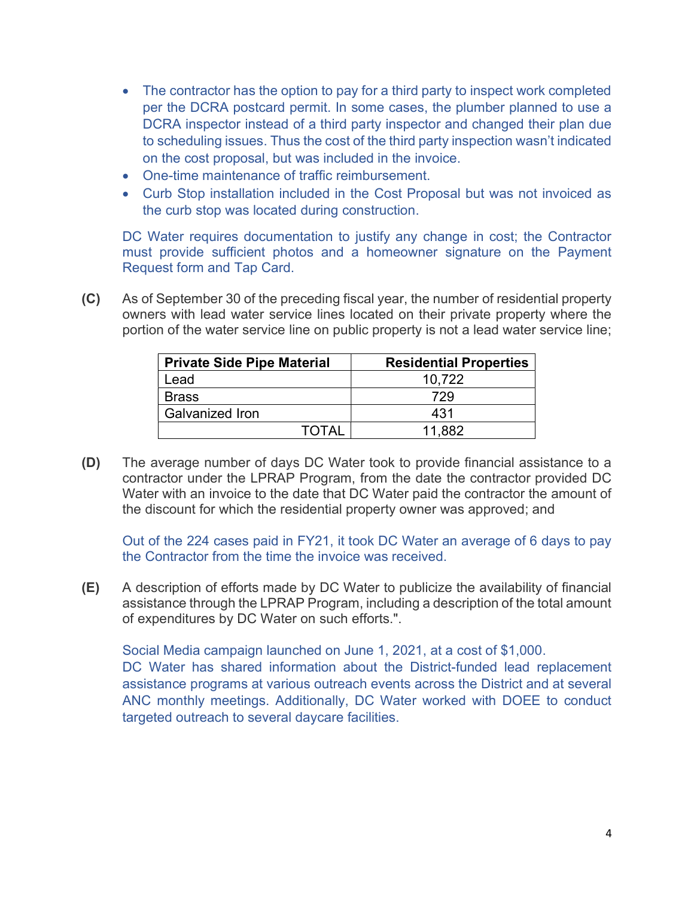- The contractor has the option to pay for a third party to inspect work completed per the DCRA postcard permit. In some cases, the plumber planned to use a DCRA inspector instead of a third party inspector and changed their plan due to scheduling issues. Thus the cost of the third party inspection wasn't indicated on the cost proposal, but was included in the invoice.
- One-time maintenance of traffic reimbursement.
- Curb Stop installation included in the Cost Proposal but was not invoiced as the curb stop was located during construction.

DC Water requires documentation to justify any change in cost; the Contractor must provide sufficient photos and a homeowner signature on the Payment Request form and Tap Card.

**(C)** As of September 30 of the preceding fiscal year, the number of residential property owners with lead water service lines located on their private property where the portion of the water service line on public property is not a lead water service line;

| Private Side Pipe Material | Residential Properties |
|---|---|
| Lead | 10,722 |
| Brass | 729 |
| Galvanized Iron | 431 |
| TOTAL | 11,882 |

**(D)** The average number of days DC Water took to provide financial assistance to a contractor under the LPRAP Program, from the date the contractor provided DC Water with an invoice to the date that DC Water paid the contractor the amount of the discount for which the residential property owner was approved; and

Out of the 224 cases paid in FY21, it took DC Water an average of 6 days to pay the Contractor from the time the invoice was received.

**(E)** A description of efforts made by DC Water to publicize the availability of financial assistance through the LPRAP Program, including a description of the total amount of expenditures by DC Water on such efforts.".

Social Media campaign launched on June 1, 2021, at a cost of $1,000.
DC Water has shared information about the District-funded lead replacement assistance programs at various outreach events across the District and at several ANC monthly meetings. Additionally, DC Water worked with DOEE to conduct targeted outreach to several daycare facilities.